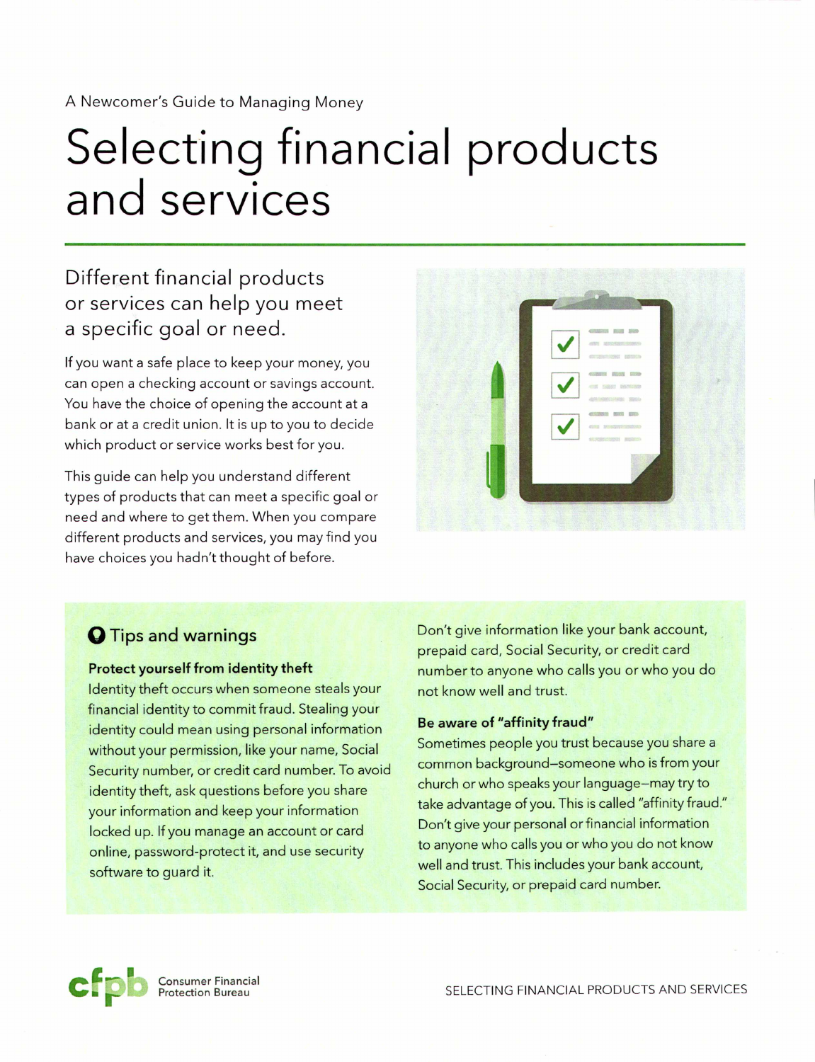A Newcomer's Guide to Managing Money

# Selecting financial products and services

## Different financial products or services can help you meet a specific goal or need.

If you want a safe place to keep your money, you can open a checking account or savings account. You have the choice of opening the account at a bank or at a credit union. It is up to you to decide which product or service works best for you.

This guide can help you understand different types of products that can meet a specific goal or need and where to get them. When you compare different products and services, you may find you have choices you hadn't thought of before.

### Tips and warnings

**Protect yourself from identity theft**
Identity theft occurs when someone steals your financial identity to commit fraud. Stealing your identity could mean using personal information without your permission, like your name, Social Security number, or credit card number. To avoid identity theft, ask questions before you share your information and keep your information locked up. If you manage an account or card online, password-protect it, and use security software to guard it.

Don't give information like your bank account, prepaid card, Social Security, or credit card number to anyone who calls you or who you do not know well and trust.

**Be aware of "affinity fraud"**
Sometimes people you trust because you share a common background—someone who is from your church or who speaks your language—may try to take advantage of you. This is called "affinity fraud." Don't give your personal or financial information to anyone who calls you or who you do not know well and trust. This includes your bank account, Social Security, or prepaid card number.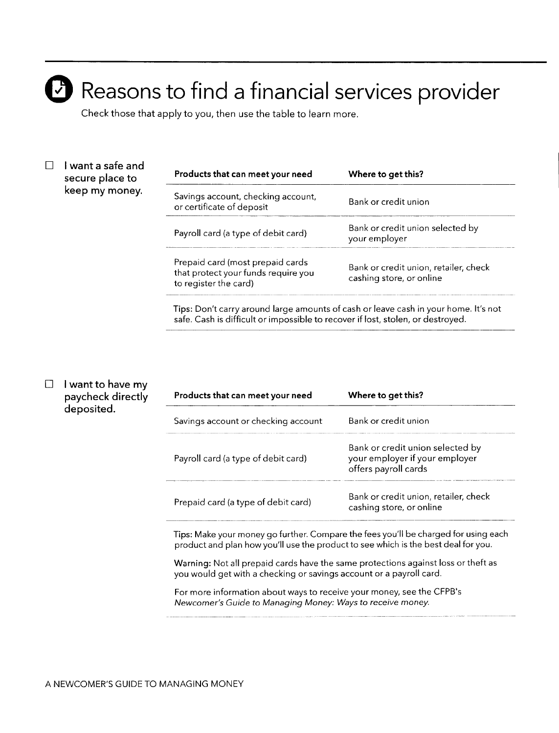# Reasons to find a financial services provider

Check those that apply to you, then use the table to learn more.

☐ **I want a safe and secure place to keep my money.**

| Products that can meet your need | Where to get this? |
| --- | --- |
| Savings account, checking account, or certificate of deposit | Bank or credit union |
| Payroll card (a type of debit card) | Bank or credit union selected by your employer |
| Prepaid card (most prepaid cards that protect your funds require you to register the card) | Bank or credit union, retailer, check cashing store, or online |

**Tips:** Don't carry around large amounts of cash or leave cash in your home. It's not safe. Cash is difficult or impossible to recover if lost, stolen, or destroyed.

☐ **I want to have my paycheck directly deposited.**

| Products that can meet your need | Where to get this? |
| --- | --- |
| Savings account or checking account | Bank or credit union |
| Payroll card (a type of debit card) | Bank or credit union selected by your employer if your employer offers payroll cards |
| Prepaid card (a type of debit card) | Bank or credit union, retailer, check cashing store, or online |

**Tips:** Make your money go further. Compare the fees you'll be charged for using each product and plan how you'll use the product to see which is the best deal for you.

**Warning:** Not all prepaid cards have the same protections against loss or theft as you would get with a checking or savings account or a payroll card.

For more information about ways to receive your money, see the CFPB's *Newcomer's Guide to Managing Money: Ways to receive money.*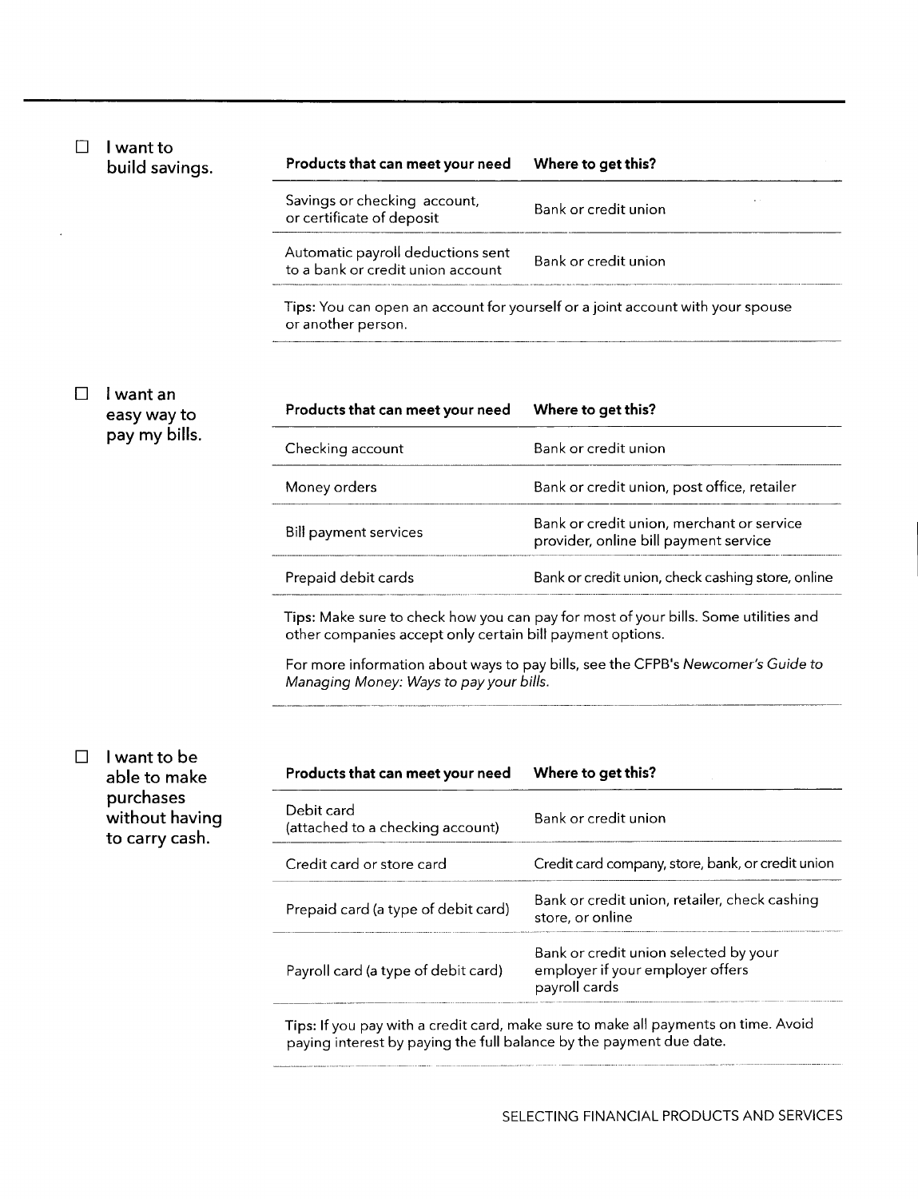☐ **I want to build savings.**

| Products that can meet your need | Where to get this? |
| --- | --- |
| Savings or checking account, or certificate of deposit | Bank or credit union |
| Automatic payroll deductions sent to a bank or credit union account | Bank or credit union |

**Tips:** You can open an account for yourself or a joint account with your spouse or another person.

☐ **I want an easy way to pay my bills.**

| Products that can meet your need | Where to get this? |
| --- | --- |
| Checking account | Bank or credit union |
| Money orders | Bank or credit union, post office, retailer |
| Bill payment services | Bank or credit union, merchant or service provider, online bill payment service |
| Prepaid debit cards | Bank or credit union, check cashing store, online |

**Tips:** Make sure to check how you can pay for most of your bills. Some utilities and other companies accept only certain bill payment options.

For more information about ways to pay bills, see the CFPB's *Newcomer's Guide to Managing Money: Ways to pay your bills.*

☐ **I want to be able to make purchases without having to carry cash.**

| Products that can meet your need | Where to get this? |
| --- | --- |
| Debit card (attached to a checking account) | Bank or credit union |
| Credit card or store card | Credit card company, store, bank, or credit union |
| Prepaid card (a type of debit card) | Bank or credit union, retailer, check cashing store, or online |
| Payroll card (a type of debit card) | Bank or credit union selected by your employer if your employer offers payroll cards |

**Tips:** If you pay with a credit card, make sure to make all payments on time. Avoid paying interest by paying the full balance by the payment due date.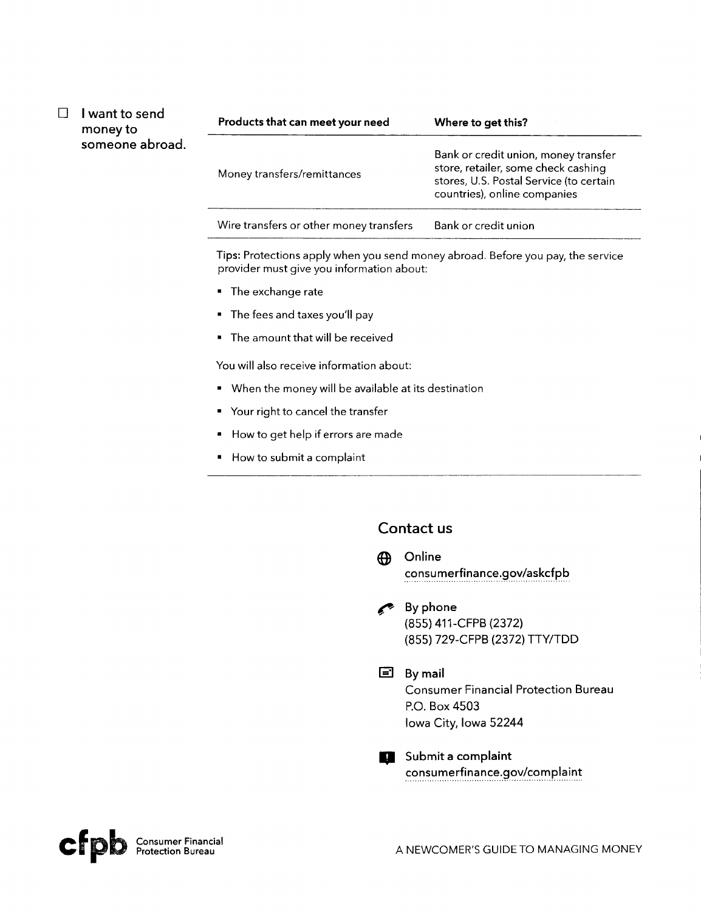☐ **I want to send money to someone abroad.**

| Products that can meet your need | Where to get this? |
| --- | --- |
| Money transfers/remittances | Bank or credit union, money transfer store, retailer, some check cashing stores, U.S. Postal Service (to certain countries), online companies |
| Wire transfers or other money transfers | Bank or credit union |

Tips: Protections apply when you send money abroad. Before you pay, the service provider must give you information about:

- The exchange rate
- The fees and taxes you'll pay
- The amount that will be received

You will also receive information about:

- When the money will be available at its destination
- Your right to cancel the transfer
- How to get help if errors are made
- How to submit a complaint

## Contact us

**Online**
consumerfinance.gov/askcfpb

**By phone**
(855) 411-CFPB (2372)
(855) 729-CFPB (2372) TTY/TDD

**By mail**
Consumer Financial Protection Bureau
P.O. Box 4503
Iowa City, Iowa 52244

**Submit a complaint**
consumerfinance.gov/complaint